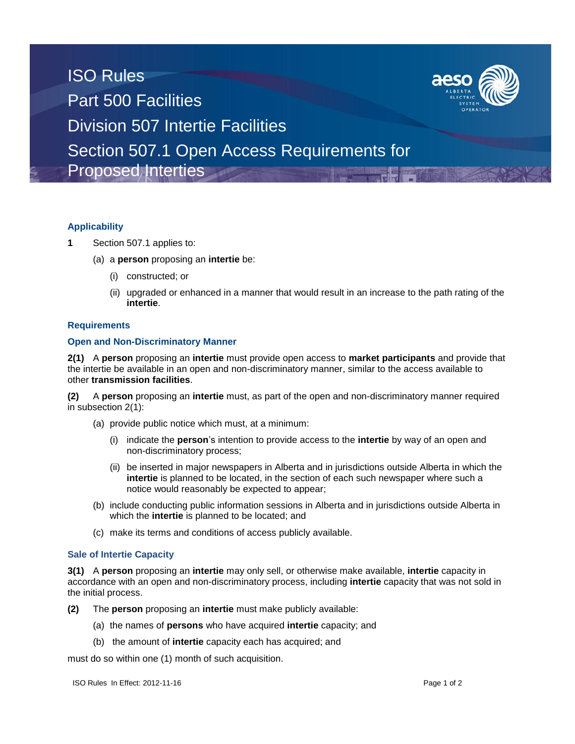# ISO Rules
# Part 500 Facilities
# Division 507 Intertie Facilities
# Section 507.1 Open Access Requirements for Proposed Interties

## Applicability

**1** Section 507.1 applies to:

(a) a **person** proposing an **intertie** be:

(i) constructed; or

(ii) upgraded or enhanced in a manner that would result in an increase to the path rating of the **intertie**.

## Requirements

### Open and Non-Discriminatory Manner

**2(1)** A **person** proposing an **intertie** must provide open access to **market participants** and provide that the intertie be available in an open and non-discriminatory manner, similar to the access available to other **transmission facilities**.

**(2)** A **person** proposing an **intertie** must, as part of the open and non-discriminatory manner required in subsection 2(1):

(a) provide public notice which must, at a minimum:

(i) indicate the **person**'s intention to provide access to the **intertie** by way of an open and non-discriminatory process;

(ii) be inserted in major newspapers in Alberta and in jurisdictions outside Alberta in which the **intertie** is planned to be located, in the section of each such newspaper where such a notice would reasonably be expected to appear;

(b) include conducting public information sessions in Alberta and in jurisdictions outside Alberta in which the **intertie** is planned to be located; and

(c) make its terms and conditions of access publicly available.

### Sale of Intertie Capacity

**3(1)** A **person** proposing an **intertie** may only sell, or otherwise make available, **intertie** capacity in accordance with an open and non-discriminatory process, including **intertie** capacity that was not sold in the initial process.

**(2)** The **person** proposing an **intertie** must make publicly available:

(a) the names of **persons** who have acquired **intertie** capacity; and

(b) the amount of **intertie** capacity each has acquired; and

must do so within one (1) month of such acquisition.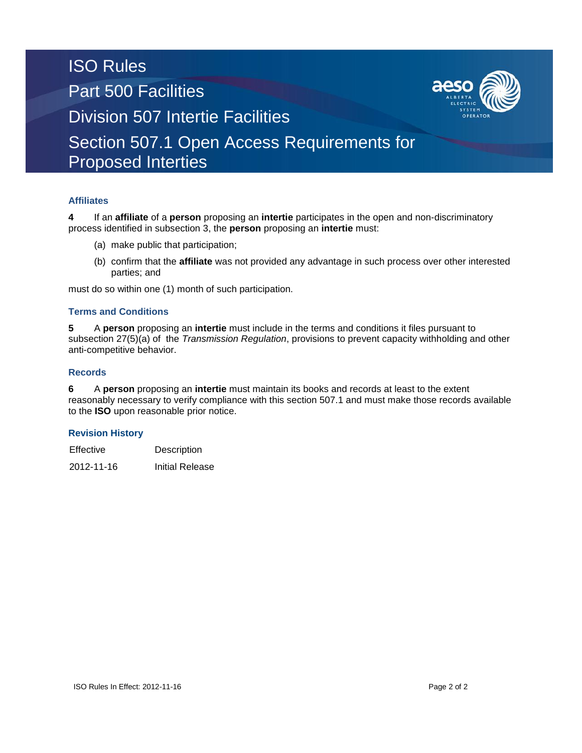## Affiliates

**4** If an **affiliate** of a **person** proposing an **intertie** participates in the open and non-discriminatory process identified in subsection 3, the **person** proposing an **intertie** must:

(a) make public that participation;

(b) confirm that the **affiliate** was not provided any advantage in such process over other interested parties; and

must do so within one (1) month of such participation.

## Terms and Conditions

**5** A **person** proposing an **intertie** must include in the terms and conditions it files pursuant to subsection 27(5)(a) of the *Transmission Regulation*, provisions to prevent capacity withholding and other anti-competitive behavior.

## Records

**6** A **person** proposing an **intertie** must maintain its books and records at least to the extent reasonably necessary to verify compliance with this section 507.1 and must make those records available to the **ISO** upon reasonable prior notice.

## Revision History

| Effective | Description |
|---|---|
| 2012-11-16 | Initial Release |